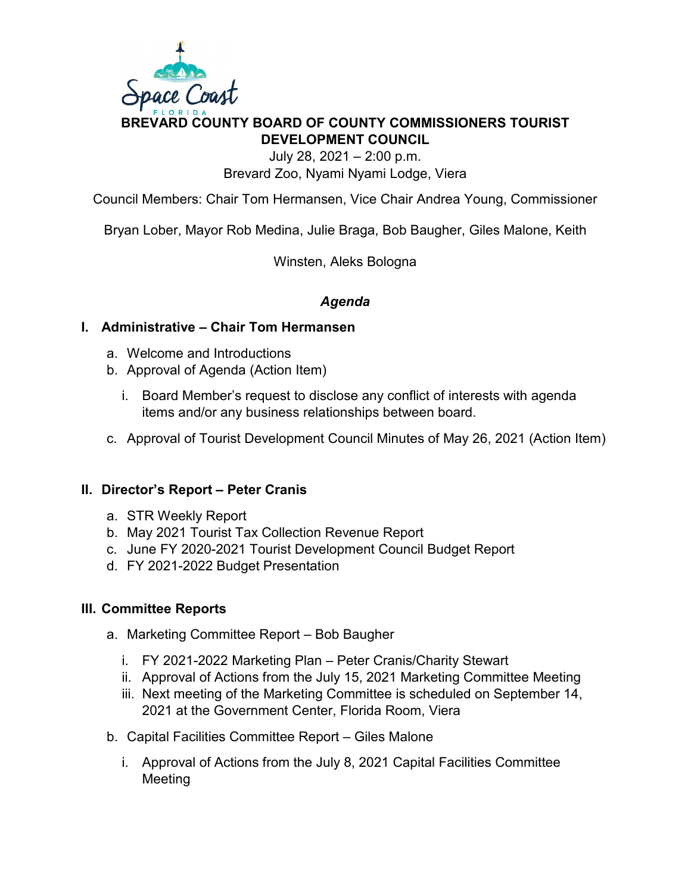# BREVARD COUNTY BOARD OF COUNTY COMMISSIONERS TOURIST DEVELOPMENT COUNCIL

July 28, 2021 – 2:00 p.m.
Brevard Zoo, Nyami Nyami Lodge, Viera

Council Members: Chair Tom Hermansen, Vice Chair Andrea Young, Commissioner Bryan Lober, Mayor Rob Medina, Julie Braga, Bob Baugher, Giles Malone, Keith Winsten, Aleks Bologna

## *Agenda*

### I. Administrative – Chair Tom Hermansen

a. Welcome and Introductions
b. Approval of Agenda (Action Item)
   i. Board Member's request to disclose any conflict of interests with agenda items and/or any business relationships between board.
c. Approval of Tourist Development Council Minutes of May 26, 2021 (Action Item)

### II. Director's Report – Peter Cranis

a. STR Weekly Report
b. May 2021 Tourist Tax Collection Revenue Report
c. June FY 2020-2021 Tourist Development Council Budget Report
d. FY 2021-2022 Budget Presentation

### III. Committee Reports

a. Marketing Committee Report – Bob Baugher
   i. FY 2021-2022 Marketing Plan – Peter Cranis/Charity Stewart
   ii. Approval of Actions from the July 15, 2021 Marketing Committee Meeting
   iii. Next meeting of the Marketing Committee is scheduled on September 14, 2021 at the Government Center, Florida Room, Viera
b. Capital Facilities Committee Report – Giles Malone
   i. Approval of Actions from the July 8, 2021 Capital Facilities Committee Meeting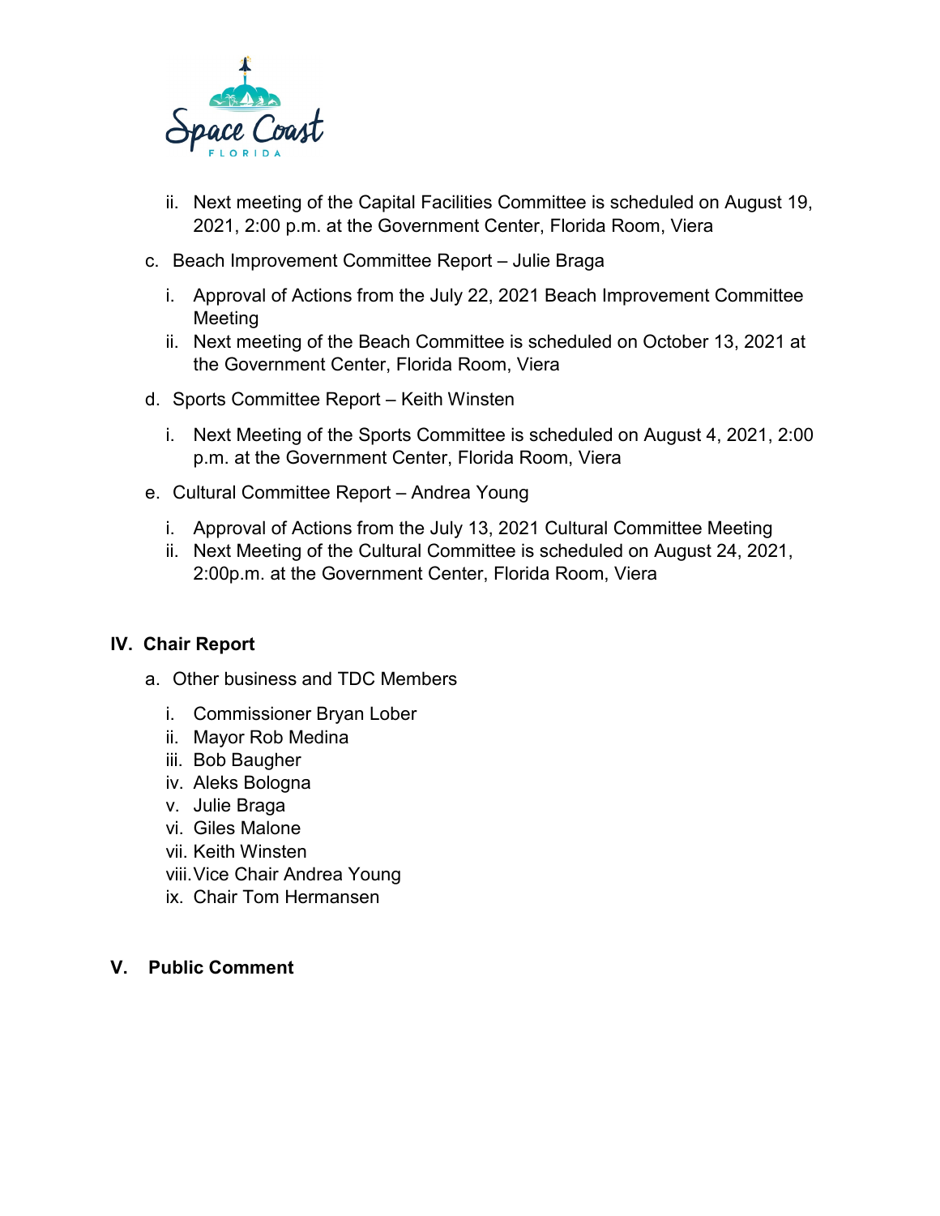ii. Next meeting of the Capital Facilities Committee is scheduled on August 19, 2021, 2:00 p.m. at the Government Center, Florida Room, Viera

c. Beach Improvement Committee Report – Julie Braga

i. Approval of Actions from the July 22, 2021 Beach Improvement Committee Meeting
ii. Next meeting of the Beach Committee is scheduled on October 13, 2021 at the Government Center, Florida Room, Viera

d. Sports Committee Report – Keith Winsten

i. Next Meeting of the Sports Committee is scheduled on August 4, 2021, 2:00 p.m. at the Government Center, Florida Room, Viera

e. Cultural Committee Report – Andrea Young

i. Approval of Actions from the July 13, 2021 Cultural Committee Meeting
ii. Next Meeting of the Cultural Committee is scheduled on August 24, 2021, 2:00p.m. at the Government Center, Florida Room, Viera

## IV. Chair Report

a. Other business and TDC Members

i. Commissioner Bryan Lober
ii. Mayor Rob Medina
iii. Bob Baugher
iv. Aleks Bologna
v. Julie Braga
vi. Giles Malone
vii. Keith Winsten
viii. Vice Chair Andrea Young
ix. Chair Tom Hermansen

## V. Public Comment